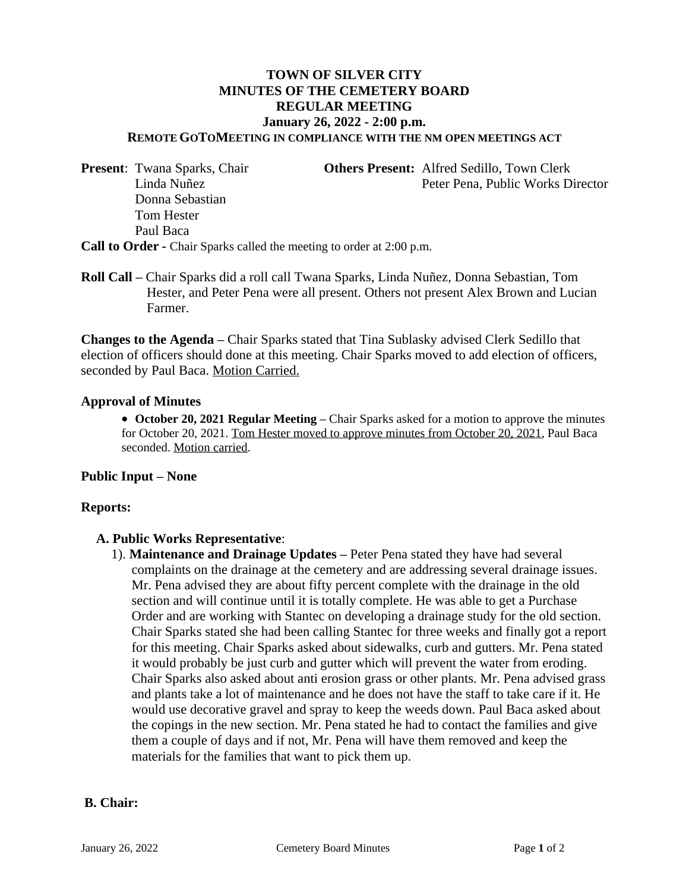# TOWN OF SILVER CITY
# MINUTES OF THE CEMETERY BOARD
# REGULAR MEETING
## January 26, 2022 - 2:00 p.m.
### REMOTE GOTOMEETING IN COMPLIANCE WITH THE NM OPEN MEETINGS ACT

**Present**: Twana Sparks, Chair
Linda Nuñez
Donna Sebastian
Tom Hester
Paul Baca

**Others Present:** Alfred Sedillo, Town Clerk
Peter Pena, Public Works Director

**Call to Order -** Chair Sparks called the meeting to order at 2:00 p.m.

**Roll Call –** Chair Sparks did a roll call Twana Sparks, Linda Nuñez, Donna Sebastian, Tom Hester, and Peter Pena were all present. Others not present Alex Brown and Lucian Farmer.

**Changes to the Agenda –** Chair Sparks stated that Tina Sublasky advised Clerk Sedillo that election of officers should done at this meeting. Chair Sparks moved to add election of officers, seconded by Paul Baca. Motion Carried.

**Approval of Minutes**

- **October 20, 2021 Regular Meeting –** Chair Sparks asked for a motion to approve the minutes for October 20, 2021. Tom Hester moved to approve minutes from October 20, 2021, Paul Baca seconded. Motion carried.

**Public Input – None**

**Reports:**

**A. Public Works Representative**:

1). **Maintenance and Drainage Updates –** Peter Pena stated they have had several complaints on the drainage at the cemetery and are addressing several drainage issues. Mr. Pena advised they are about fifty percent complete with the drainage in the old section and will continue until it is totally complete. He was able to get a Purchase Order and are working with Stantec on developing a drainage study for the old section. Chair Sparks stated she had been calling Stantec for three weeks and finally got a report for this meeting. Chair Sparks asked about sidewalks, curb and gutters. Mr. Pena stated it would probably be just curb and gutter which will prevent the water from eroding. Chair Sparks also asked about anti erosion grass or other plants. Mr. Pena advised grass and plants take a lot of maintenance and he does not have the staff to take care if it. He would use decorative gravel and spray to keep the weeds down. Paul Baca asked about the copings in the new section. Mr. Pena stated he had to contact the families and give them a couple of days and if not, Mr. Pena will have them removed and keep the materials for the families that want to pick them up.

**B. Chair:**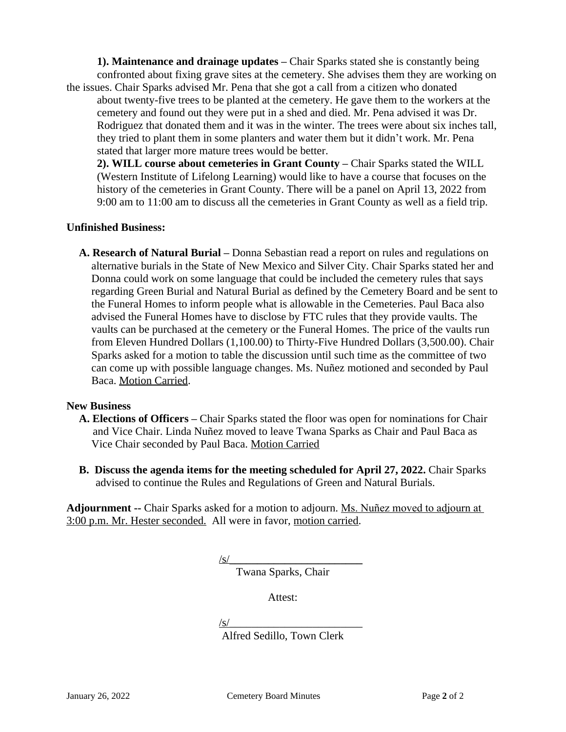**1). Maintenance and drainage updates –** Chair Sparks stated she is constantly being confronted about fixing grave sites at the cemetery. She advises them they are working on the issues. Chair Sparks advised Mr. Pena that she got a call from a citizen who donated about twenty-five trees to be planted at the cemetery. He gave them to the workers at the cemetery and found out they were put in a shed and died. Mr. Pena advised it was Dr. Rodriguez that donated them and it was in the winter. The trees were about six inches tall, they tried to plant them in some planters and water them but it didn't work. Mr. Pena stated that larger more mature trees would be better.

**2). WILL course about cemeteries in Grant County –** Chair Sparks stated the WILL (Western Institute of Lifelong Learning) would like to have a course that focuses on the history of the cemeteries in Grant County. There will be a panel on April 13, 2022 from 9:00 am to 11:00 am to discuss all the cemeteries in Grant County as well as a field trip.

**Unfinished Business:**

**A. Research of Natural Burial –** Donna Sebastian read a report on rules and regulations on alternative burials in the State of New Mexico and Silver City. Chair Sparks stated her and Donna could work on some language that could be included the cemetery rules that says regarding Green Burial and Natural Burial as defined by the Cemetery Board and be sent to the Funeral Homes to inform people what is allowable in the Cemeteries. Paul Baca also advised the Funeral Homes have to disclose by FTC rules that they provide vaults. The vaults can be purchased at the cemetery or the Funeral Homes. The price of the vaults run from Eleven Hundred Dollars (1,100.00) to Thirty-Five Hundred Dollars (3,500.00). Chair Sparks asked for a motion to table the discussion until such time as the committee of two can come up with possible language changes. Ms. Nuñez motioned and seconded by Paul Baca. Motion Carried.

**New Business**

**A. Elections of Officers –** Chair Sparks stated the floor was open for nominations for Chair and Vice Chair. Linda Nuñez moved to leave Twana Sparks as Chair and Paul Baca as Vice Chair seconded by Paul Baca. Motion Carried

**B. Discuss the agenda items for the meeting scheduled for April 27, 2022.** Chair Sparks advised to continue the Rules and Regulations of Green and Natural Burials.

**Adjournment --** Chair Sparks asked for a motion to adjourn. Ms. Nuñez moved to adjourn at 3:00 p.m. Mr. Hester seconded. All were in favor, motion carried.

/s/________________________
Twana Sparks, Chair

Attest:

/s/________________________
Alfred Sedillo, Town Clerk